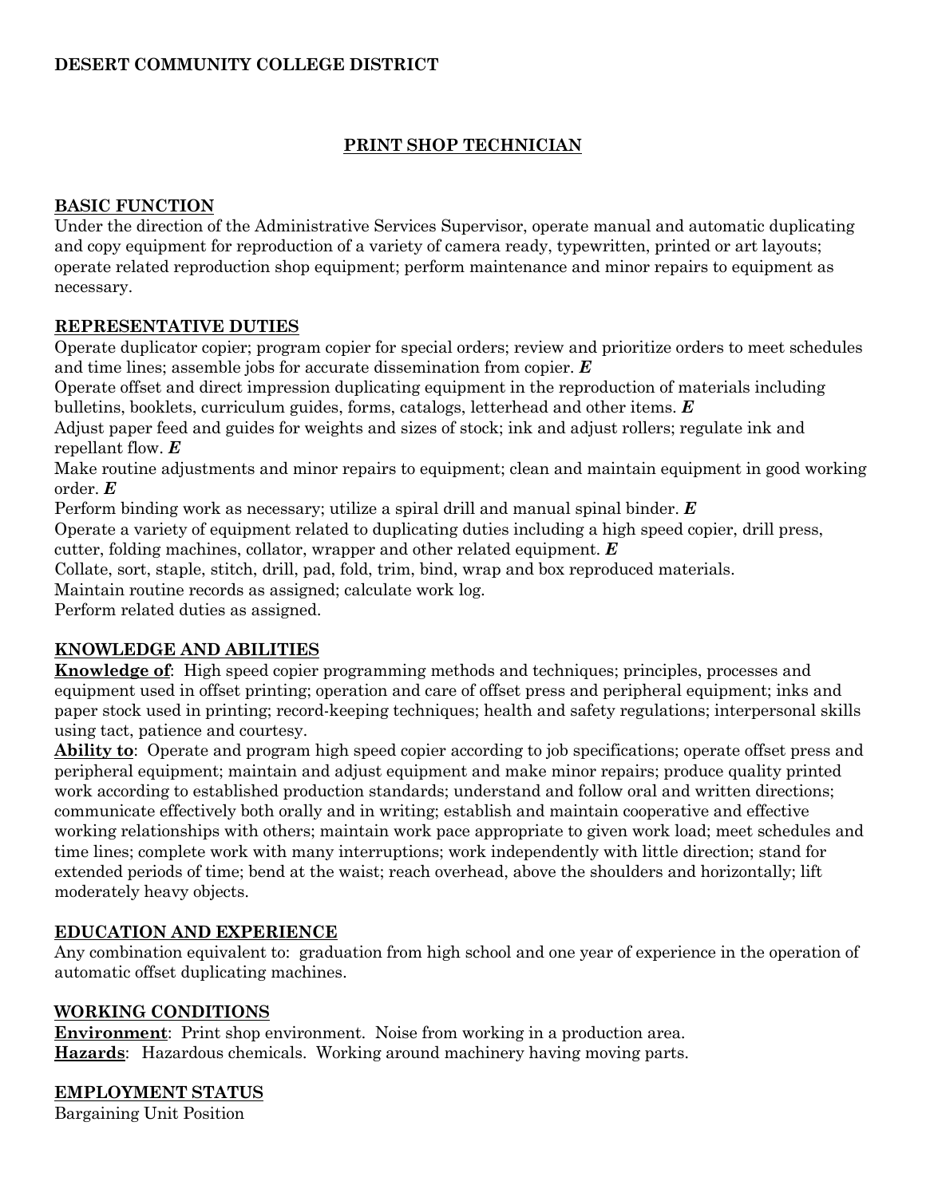**DESERT COMMUNITY COLLEGE DISTRICT**

# PRINT SHOP TECHNICIAN

## BASIC FUNCTION

Under the direction of the Administrative Services Supervisor, operate manual and automatic duplicating and copy equipment for reproduction of a variety of camera ready, typewritten, printed or art layouts; operate related reproduction shop equipment; perform maintenance and minor repairs to equipment as necessary.

## REPRESENTATIVE DUTIES

Operate duplicator copier; program copier for special orders; review and prioritize orders to meet schedules and time lines; assemble jobs for accurate dissemination from copier. ***E***

Operate offset and direct impression duplicating equipment in the reproduction of materials including bulletins, booklets, curriculum guides, forms, catalogs, letterhead and other items. ***E***

Adjust paper feed and guides for weights and sizes of stock; ink and adjust rollers; regulate ink and repellant flow. ***E***

Make routine adjustments and minor repairs to equipment; clean and maintain equipment in good working order. ***E***

Perform binding work as necessary; utilize a spiral drill and manual spinal binder. ***E***

Operate a variety of equipment related to duplicating duties including a high speed copier, drill press, cutter, folding machines, collator, wrapper and other related equipment. ***E***

Collate, sort, staple, stitch, drill, pad, fold, trim, bind, wrap and box reproduced materials.

Maintain routine records as assigned; calculate work log.

Perform related duties as assigned.

## KNOWLEDGE AND ABILITIES

**Knowledge of**: High speed copier programming methods and techniques; principles, processes and equipment used in offset printing; operation and care of offset press and peripheral equipment; inks and paper stock used in printing; record-keeping techniques; health and safety regulations; interpersonal skills using tact, patience and courtesy.

**Ability to**: Operate and program high speed copier according to job specifications; operate offset press and peripheral equipment; maintain and adjust equipment and make minor repairs; produce quality printed work according to established production standards; understand and follow oral and written directions; communicate effectively both orally and in writing; establish and maintain cooperative and effective working relationships with others; maintain work pace appropriate to given work load; meet schedules and time lines; complete work with many interruptions; work independently with little direction; stand for extended periods of time; bend at the waist; reach overhead, above the shoulders and horizontally; lift moderately heavy objects.

## EDUCATION AND EXPERIENCE

Any combination equivalent to: graduation from high school and one year of experience in the operation of automatic offset duplicating machines.

## WORKING CONDITIONS

**Environment**: Print shop environment. Noise from working in a production area.

**Hazards**: Hazardous chemicals. Working around machinery having moving parts.

## EMPLOYMENT STATUS

Bargaining Unit Position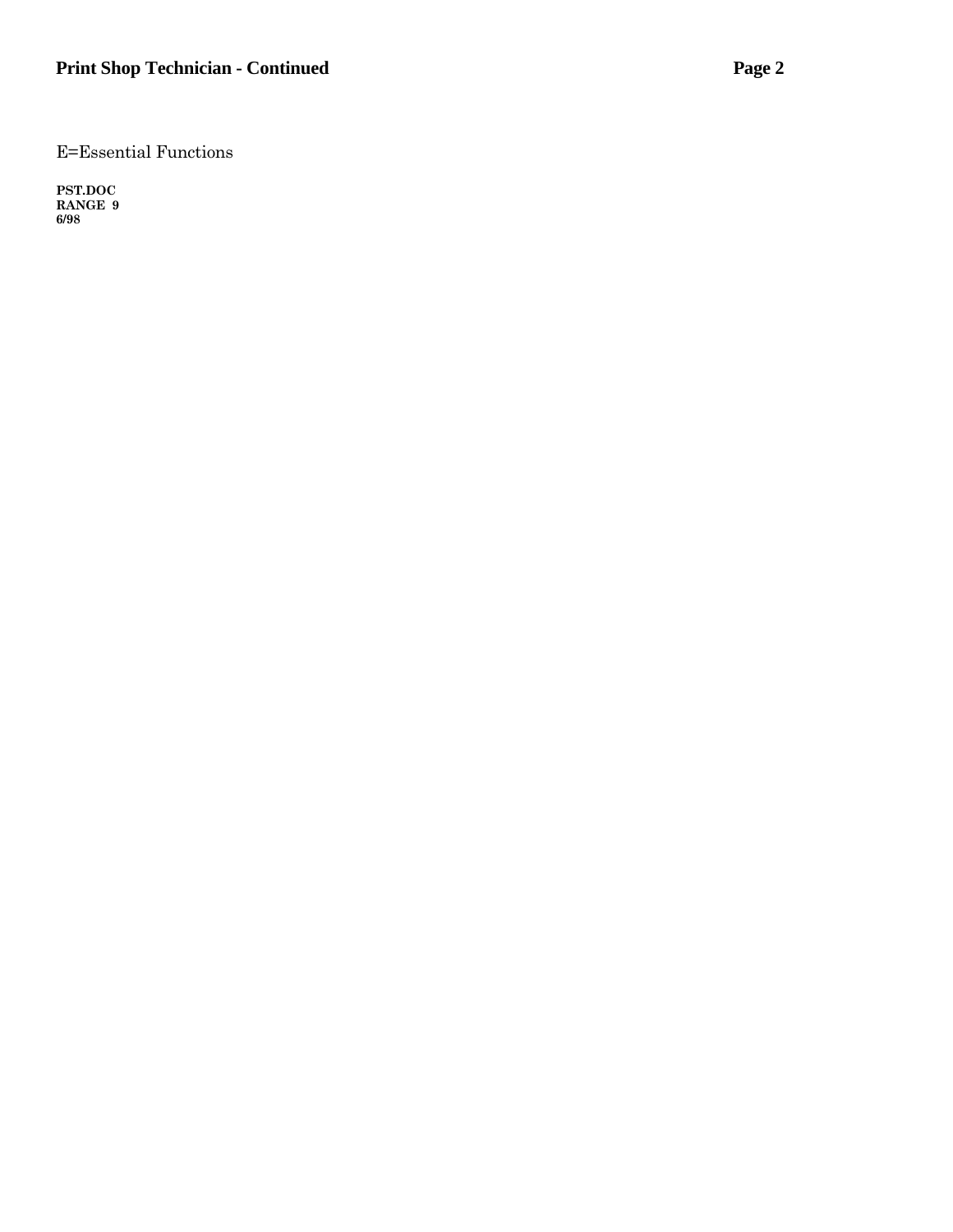E=Essential Functions

**PST.DOC**
**RANGE 9**
**6/98**